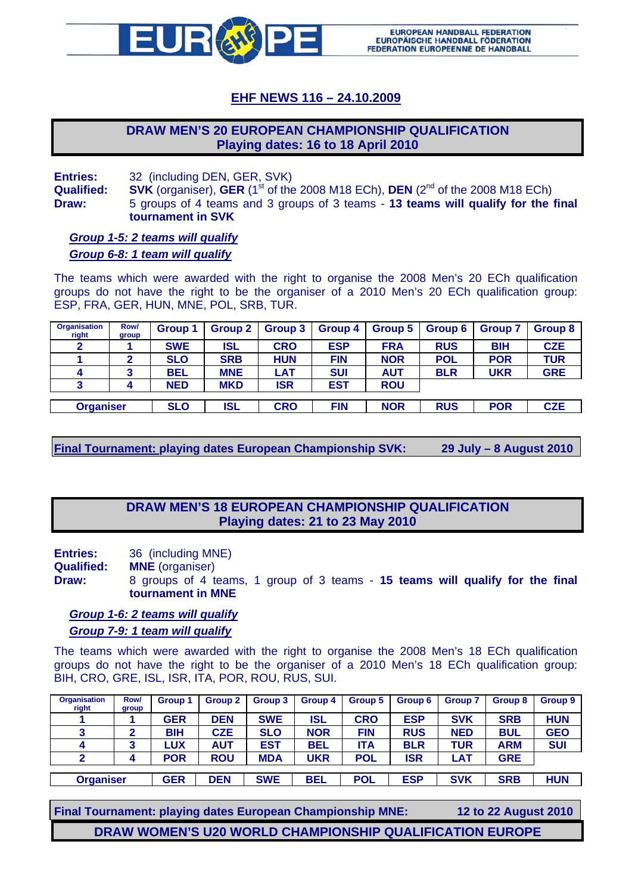EUROPEAN HANDBALL FEDERATION
EUROPÄISCHE HANDBALL FÖDERATION
FEDERATION EUROPEENNE DE HANDBALL

# EHF NEWS 116 – 24.10.2009

## DRAW MEN'S 20 EUROPEAN CHAMPIONSHIP QUALIFICATION
## Playing dates: 16 to 18 April 2010

**Entries:** 32 (including DEN, GER, SVK)
**Qualified:** **SVK** (organiser), **GER** (1st of the 2008 M18 ECh), **DEN** (2nd of the 2008 M18 ECh)
**Draw:** 5 groups of 4 teams and 3 groups of 3 teams - **13 teams will qualify for the final tournament in SVK**

***Group 1-5: 2 teams will qualify***
***Group 6-8: 1 team will qualify***

The teams which were awarded with the right to organise the 2008 Men's 20 ECh qualification groups do not have the right to be the organiser of a 2010 Men's 20 ECh qualification group: ESP, FRA, GER, HUN, MNE, POL, SRB, TUR.

| Organisation right | Row/ group | Group 1 | Group 2 | Group 3 | Group 4 | Group 5 | Group 6 | Group 7 | Group 8 |
|---|---|---|---|---|---|---|---|---|---|
| 2 | 1 | SWE | ISL | CRO | ESP | FRA | RUS | BIH | CZE |
| 1 | 2 | SLO | SRB | HUN | FIN | NOR | POL | POR | TUR |
| 4 | 3 | BEL | MNE | LAT | SUI | AUT | BLR | UKR | GRE |
| 3 | 4 | NED | MKD | ISR | EST | ROU | | | |
| **Organiser** | | SLO | ISL | CRO | FIN | NOR | RUS | POR | CZE |

**Final Tournament: playing dates European Championship SVK: 29 July – 8 August 2010**

## DRAW MEN'S 18 EUROPEAN CHAMPIONSHIP QUALIFICATION
## Playing dates: 21 to 23 May 2010

**Entries:** 36 (including MNE)
**Qualified:** **MNE** (organiser)
**Draw:** 8 groups of 4 teams, 1 group of 3 teams - **15 teams will qualify for the final tournament in MNE**

***Group 1-6: 2 teams will qualify***
***Group 7-9: 1 team will qualify***

The teams which were awarded with the right to organise the 2008 Men's 18 ECh qualification groups do not have the right to be the organiser of a 2010 Men's 18 ECh qualification group: BIH, CRO, GRE, ISL, ISR, ITA, POR, ROU, RUS, SUI.

| Organisation right | Row/ group | Group 1 | Group 2 | Group 3 | Group 4 | Group 5 | Group 6 | Group 7 | Group 8 | Group 9 |
|---|---|---|---|---|---|---|---|---|---|---|
| 1 | 1 | GER | DEN | SWE | ISL | CRO | ESP | SVK | SRB | HUN |
| 3 | 2 | BIH | CZE | SLO | NOR | FIN | RUS | NED | BUL | GEO |
| 4 | 3 | LUX | AUT | EST | BEL | ITA | BLR | TUR | ARM | SUI |
| 2 | 4 | POR | ROU | MDA | UKR | POL | ISR | LAT | GRE | |
| **Organiser** | | GER | DEN | SWE | BEL | POL | ESP | SVK | SRB | HUN |

**Final Tournament: playing dates European Championship MNE: 12 to 22 August 2010**

## DRAW WOMEN'S U20 WORLD CHAMPIONSHIP QUALIFICATION EUROPE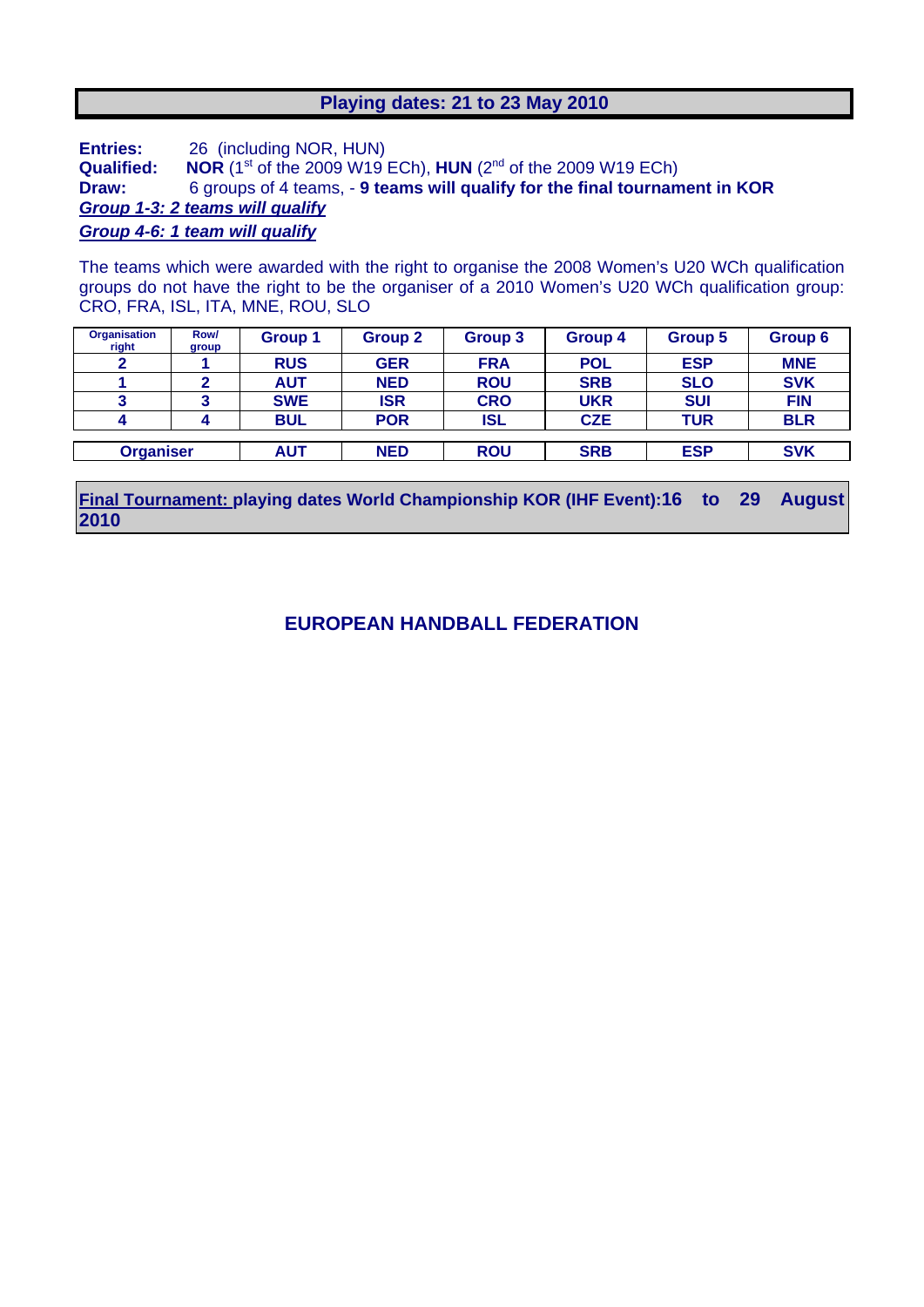## Playing dates: 21 to 23 May 2010

**Entries:** 26 (including NOR, HUN)
**Qualified:** **NOR** (1st of the 2009 W19 ECh), **HUN** (2nd of the 2009 W19 ECh)
**Draw:** 6 groups of 4 teams, - **9 teams will qualify for the final tournament in KOR**
***Group 1-3: 2 teams will qualify***
***Group 4-6: 1 team will qualify***

The teams which were awarded with the right to organise the 2008 Women's U20 WCh qualification groups do not have the right to be the organiser of a 2010 Women's U20 WCh qualification group: CRO, FRA, ISL, ITA, MNE, ROU, SLO

| Organisation right | Row/ group | Group 1 | Group 2 | Group 3 | Group 4 | Group 5 | Group 6 |
|---|---|---|---|---|---|---|---|
| 2 | 1 | RUS | GER | FRA | POL | ESP | MNE |
| 1 | 2 | AUT | NED | ROU | SRB | SLO | SVK |
| 3 | 3 | SWE | ISR | CRO | UKR | SUI | FIN |
| 4 | 4 | BUL | POR | ISL | CZE | TUR | BLR |
| Organiser | | AUT | NED | ROU | SRB | ESP | SVK |

**Final Tournament: playing dates World Championship KOR (IHF Event):16 to 29 August 2010**

### EUROPEAN HANDBALL FEDERATION